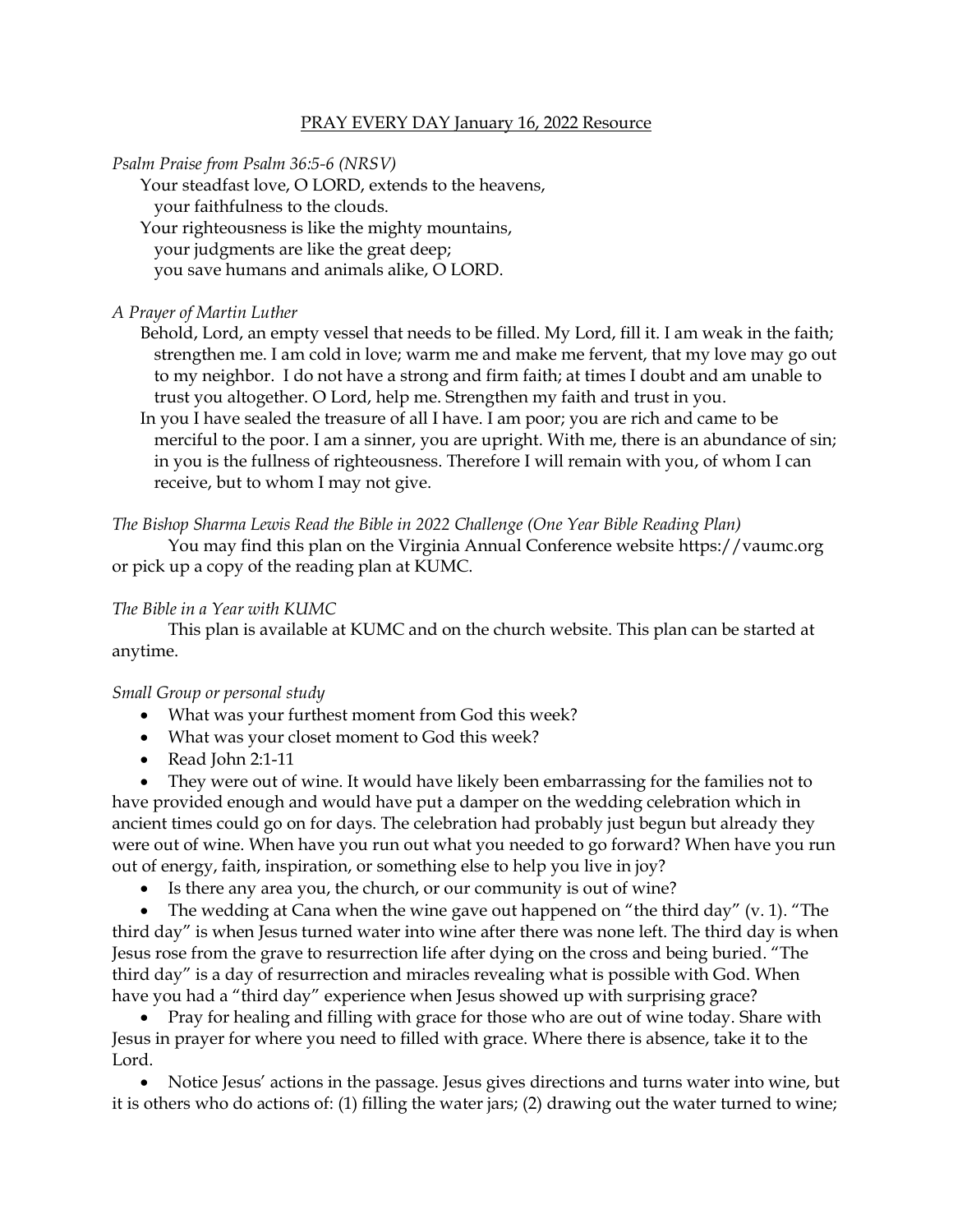PRAY EVERY DAY January 16, 2022 Resource

*Psalm Praise from Psalm 36:5-6 (NRSV)*

Your steadfast love, O LORD, extends to the heavens,
your faithfulness to the clouds.
Your righteousness is like the mighty mountains,
your judgments are like the great deep;
you save humans and animals alike, O LORD.

*A Prayer of Martin Luther*

Behold, Lord, an empty vessel that needs to be filled. My Lord, fill it. I am weak in the faith; strengthen me. I am cold in love; warm me and make me fervent, that my love may go out to my neighbor. I do not have a strong and firm faith; at times I doubt and am unable to trust you altogether. O Lord, help me. Strengthen my faith and trust in you.

In you I have sealed the treasure of all I have. I am poor; you are rich and came to be merciful to the poor. I am a sinner, you are upright. With me, there is an abundance of sin; in you is the fullness of righteousness. Therefore I will remain with you, of whom I can receive, but to whom I may not give.

*The Bishop Sharma Lewis Read the Bible in 2022 Challenge (One Year Bible Reading Plan)*

You may find this plan on the Virginia Annual Conference website https://vaumc.org or pick up a copy of the reading plan at KUMC.

*The Bible in a Year with KUMC*

This plan is available at KUMC and on the church website. This plan can be started at anytime.

*Small Group or personal study*

- What was your furthest moment from God this week?
- What was your closet moment to God this week?
- Read John 2:1-11
- They were out of wine. It would have likely been embarrassing for the families not to have provided enough and would have put a damper on the wedding celebration which in ancient times could go on for days. The celebration had probably just begun but already they were out of wine. When have you run out what you needed to go forward? When have you run out of energy, faith, inspiration, or something else to help you live in joy?
- Is there any area you, the church, or our community is out of wine?
- The wedding at Cana when the wine gave out happened on "the third day" (v. 1). "The third day" is when Jesus turned water into wine after there was none left. The third day is when Jesus rose from the grave to resurrection life after dying on the cross and being buried. "The third day" is a day of resurrection and miracles revealing what is possible with God. When have you had a "third day" experience when Jesus showed up with surprising grace?
- Pray for healing and filling with grace for those who are out of wine today. Share with Jesus in prayer for where you need to filled with grace. Where there is absence, take it to the Lord.
- Notice Jesus' actions in the passage. Jesus gives directions and turns water into wine, but it is others who do actions of: (1) filling the water jars; (2) drawing out the water turned to wine;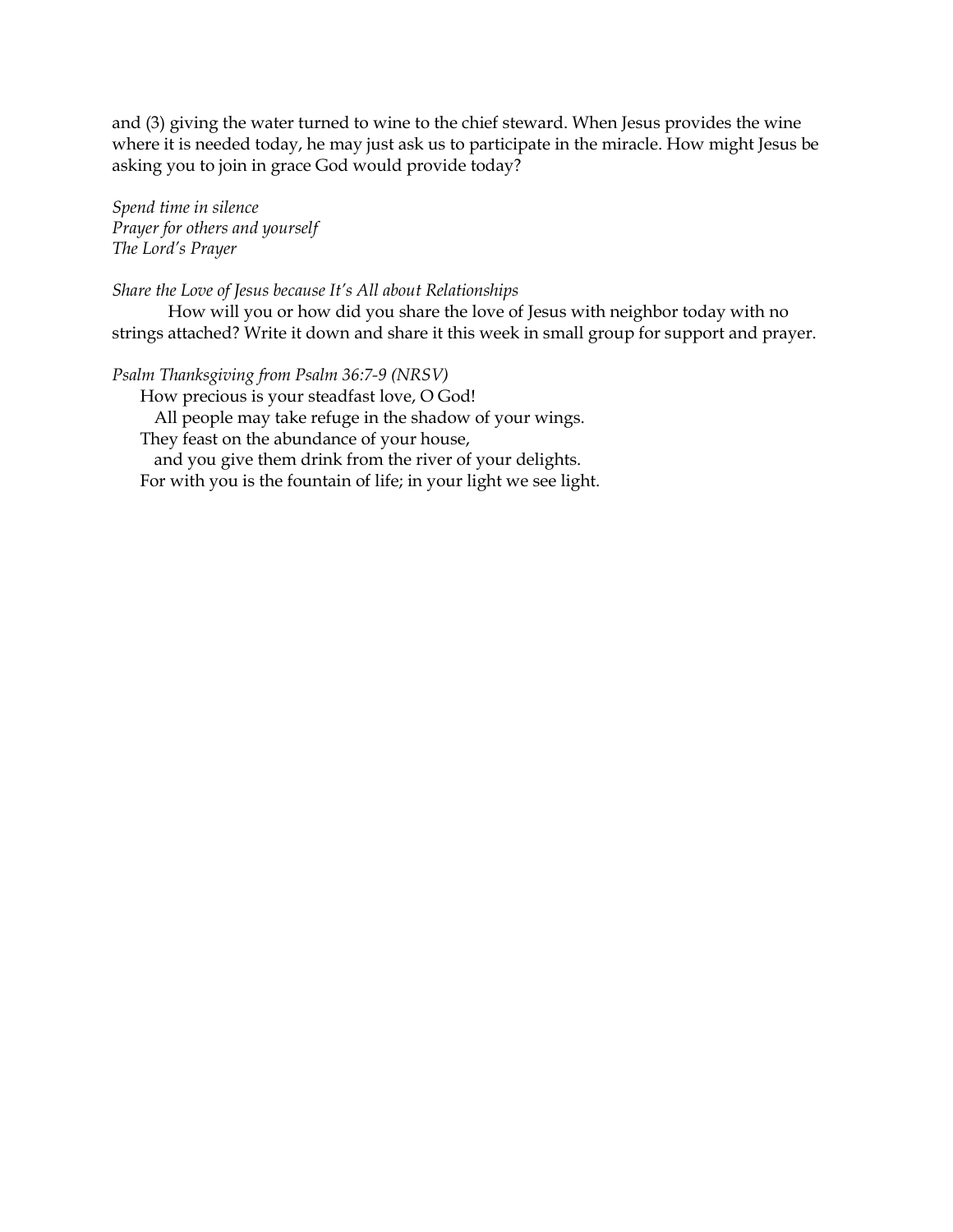and (3) giving the water turned to wine to the chief steward. When Jesus provides the wine where it is needed today, he may just ask us to participate in the miracle. How might Jesus be asking you to join in grace God would provide today?

*Spend time in silence*
*Prayer for others and yourself*
*The Lord's Prayer*

*Share the Love of Jesus because It's All about Relationships*

How will you or how did you share the love of Jesus with neighbor today with no strings attached? Write it down and share it this week in small group for support and prayer.

*Psalm Thanksgiving from Psalm 36:7-9 (NRSV)*

How precious is your steadfast love, O God!
  All people may take refuge in the shadow of your wings.
They feast on the abundance of your house,
  and you give them drink from the river of your delights.
For with you is the fountain of life; in your light we see light.